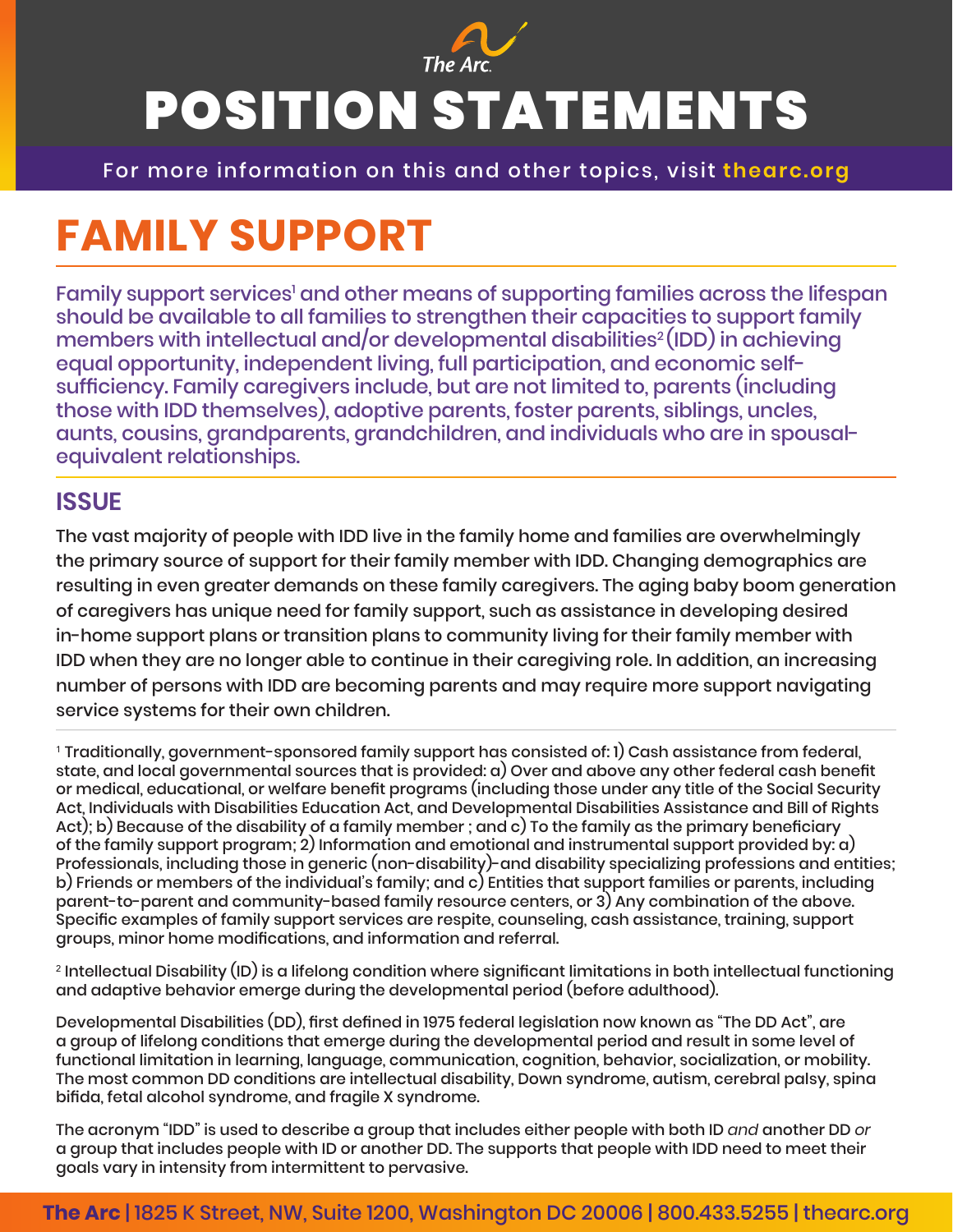# POSITION STATEMENTS

For more information on this and other topics, visit thearc.org

## FAMILY SUPPORT

Family support services[1] and other means of supporting families across the lifespan should be available to all families to strengthen their capacities to support family members with intellectual and/or developmental disabilities[2] (IDD) in achieving equal opportunity, independent living, full participation, and economic self-sufficiency. Family caregivers include, but are not limited to, parents (including those with IDD themselves), adoptive parents, foster parents, siblings, uncles, aunts, cousins, grandparents, grandchildren, and individuals who are in spousal-equivalent relationships.

### ISSUE

The vast majority of people with IDD live in the family home and families are overwhelmingly the primary source of support for their family member with IDD. Changing demographics are resulting in even greater demands on these family caregivers. The aging baby boom generation of caregivers has unique need for family support, such as assistance in developing desired in-home support plans or transition plans to community living for their family member with IDD when they are no longer able to continue in their caregiving role. In addition, an increasing number of persons with IDD are becoming parents and may require more support navigating service systems for their own children.

---

[1] Traditionally, government-sponsored family support has consisted of: 1) Cash assistance from federal, state, and local governmental sources that is provided: a) Over and above any other federal cash benefit or medical, educational, or welfare benefit programs (including those under any title of the Social Security Act, Individuals with Disabilities Education Act, and Developmental Disabilities Assistance and Bill of Rights Act); b) Because of the disability of a family member ; and c) To the family as the primary beneficiary of the family support program; 2) Information and emotional and instrumental support provided by: a) Professionals, including those in generic (non-disability)-and disability specializing professions and entities; b) Friends or members of the individual's family; and c) Entities that support families or parents, including parent-to-parent and community-based family resource centers, or 3) Any combination of the above. Specific examples of family support services are respite, counseling, cash assistance, training, support groups, minor home modifications, and information and referral.

[2] Intellectual Disability (ID) is a lifelong condition where significant limitations in both intellectual functioning and adaptive behavior emerge during the developmental period (before adulthood).

Developmental Disabilities (DD), first defined in 1975 federal legislation now known as "The DD Act", are a group of lifelong conditions that emerge during the developmental period and result in some level of functional limitation in learning, language, communication, cognition, behavior, socialization, or mobility. The most common DD conditions are intellectual disability, Down syndrome, autism, cerebral palsy, spina bifida, fetal alcohol syndrome, and fragile X syndrome.

The acronym "IDD" is used to describe a group that includes either people with both ID *and* another DD *or* a group that includes people with ID or another DD. The supports that people with IDD need to meet their goals vary in intensity from intermittent to pervasive.

**The Arc** | 1825 K Street, NW, Suite 1200, Washington DC 20006 | 800.433.5255 | thearc.org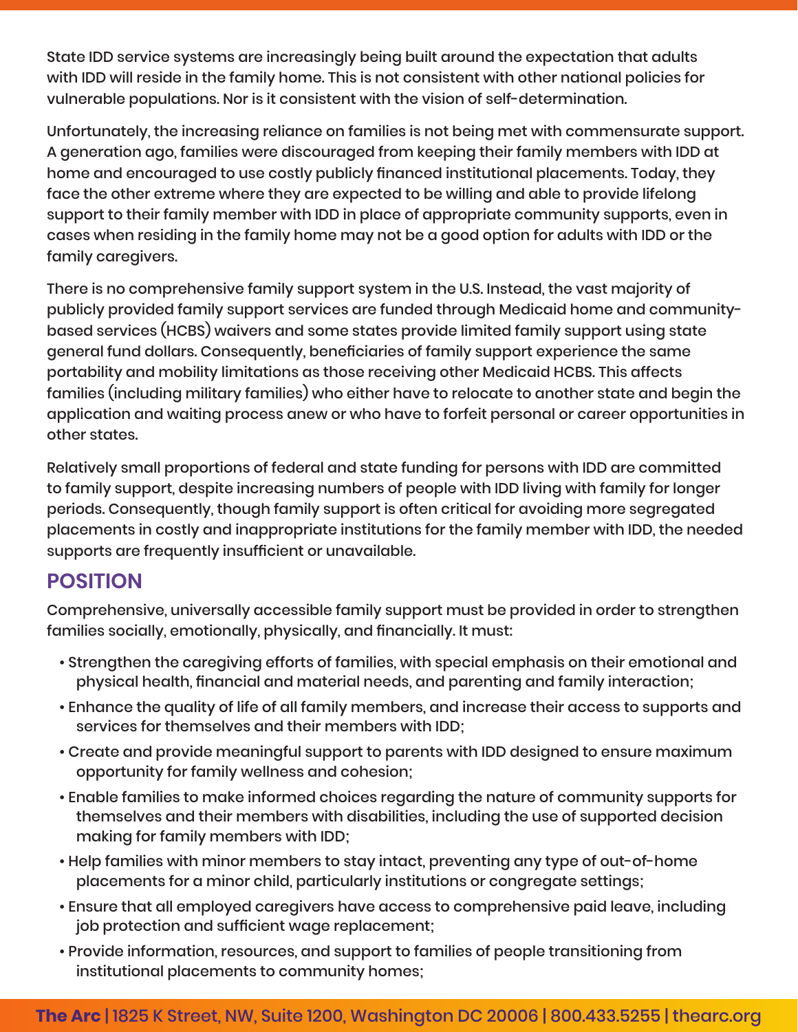State IDD service systems are increasingly being built around the expectation that adults with IDD will reside in the family home. This is not consistent with other national policies for vulnerable populations. Nor is it consistent with the vision of self-determination.

Unfortunately, the increasing reliance on families is not being met with commensurate support. A generation ago, families were discouraged from keeping their family members with IDD at home and encouraged to use costly publicly financed institutional placements. Today, they face the other extreme where they are expected to be willing and able to provide lifelong support to their family member with IDD in place of appropriate community supports, even in cases when residing in the family home may not be a good option for adults with IDD or the family caregivers.

There is no comprehensive family support system in the U.S. Instead, the vast majority of publicly provided family support services are funded through Medicaid home and community-based services (HCBS) waivers and some states provide limited family support using state general fund dollars. Consequently, beneficiaries of family support experience the same portability and mobility limitations as those receiving other Medicaid HCBS. This affects families (including military families) who either have to relocate to another state and begin the application and waiting process anew or who have to forfeit personal or career opportunities in other states.

Relatively small proportions of federal and state funding for persons with IDD are committed to family support, despite increasing numbers of people with IDD living with family for longer periods. Consequently, though family support is often critical for avoiding more segregated placements in costly and inappropriate institutions for the family member with IDD, the needed supports are frequently insufficient or unavailable.

## POSITION

Comprehensive, universally accessible family support must be provided in order to strengthen families socially, emotionally, physically, and financially. It must:

- Strengthen the caregiving efforts of families, with special emphasis on their emotional and physical health, financial and material needs, and parenting and family interaction;
- Enhance the quality of life of all family members, and increase their access to supports and services for themselves and their members with IDD;
- Create and provide meaningful support to parents with IDD designed to ensure maximum opportunity for family wellness and cohesion;
- Enable families to make informed choices regarding the nature of community supports for themselves and their members with disabilities, including the use of supported decision making for family members with IDD;
- Help families with minor members to stay intact, preventing any type of out-of-home placements for a minor child, particularly institutions or congregate settings;
- Ensure that all employed caregivers have access to comprehensive paid leave, including job protection and sufficient wage replacement;
- Provide information, resources, and support to families of people transitioning from institutional placements to community homes;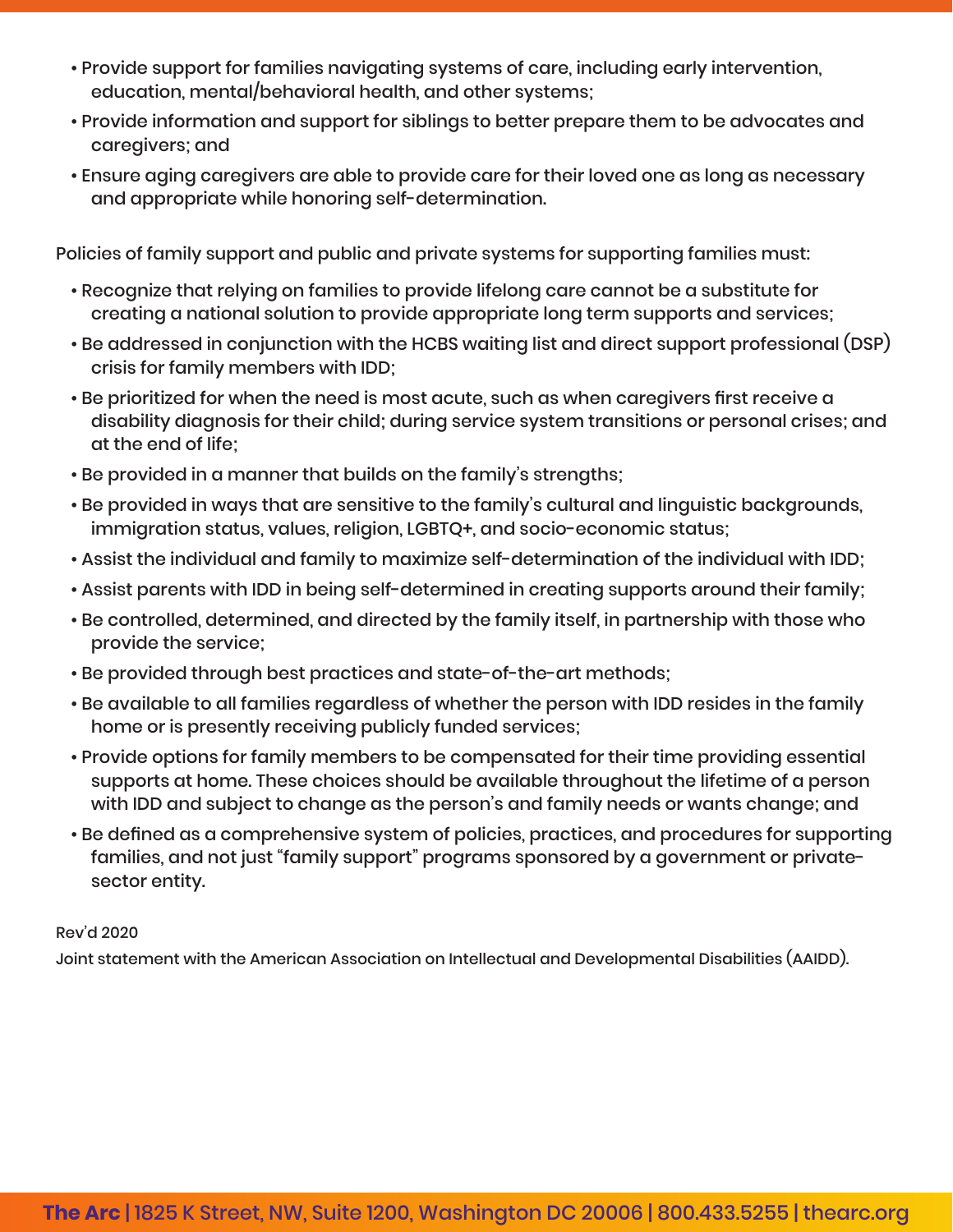- Provide support for families navigating systems of care, including early intervention, education, mental/behavioral health, and other systems;
- Provide information and support for siblings to better prepare them to be advocates and caregivers; and
- Ensure aging caregivers are able to provide care for their loved one as long as necessary and appropriate while honoring self-determination.

Policies of family support and public and private systems for supporting families must:

- Recognize that relying on families to provide lifelong care cannot be a substitute for creating a national solution to provide appropriate long term supports and services;
- Be addressed in conjunction with the HCBS waiting list and direct support professional (DSP) crisis for family members with IDD;
- Be prioritized for when the need is most acute, such as when caregivers first receive a disability diagnosis for their child; during service system transitions or personal crises; and at the end of life;
- Be provided in a manner that builds on the family's strengths;
- Be provided in ways that are sensitive to the family's cultural and linguistic backgrounds, immigration status, values, religion, LGBTQ+, and socio-economic status;
- Assist the individual and family to maximize self-determination of the individual with IDD;
- Assist parents with IDD in being self-determined in creating supports around their family;
- Be controlled, determined, and directed by the family itself, in partnership with those who provide the service;
- Be provided through best practices and state-of-the-art methods;
- Be available to all families regardless of whether the person with IDD resides in the family home or is presently receiving publicly funded services;
- Provide options for family members to be compensated for their time providing essential supports at home. These choices should be available throughout the lifetime of a person with IDD and subject to change as the person's and family needs or wants change; and
- Be defined as a comprehensive system of policies, practices, and procedures for supporting families, and not just "family support" programs sponsored by a government or private-sector entity.

Rev'd 2020

Joint statement with the American Association on Intellectual and Developmental Disabilities (AAIDD).